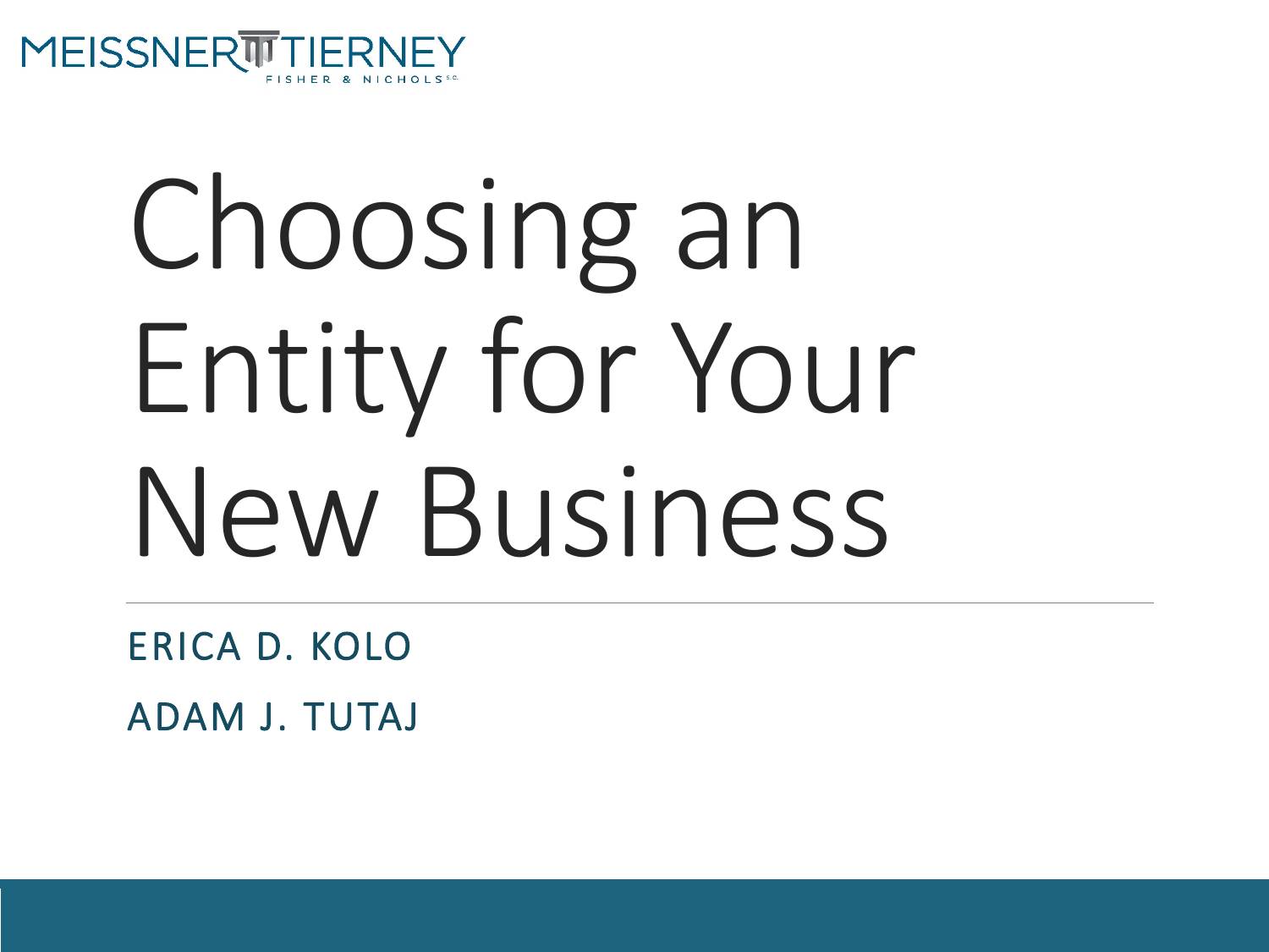MEISSNER TIERNEY FISHER & NICHOLS S.C.

# Choosing an Entity for Your New Business

ERICA D. KOLO

ADAM J. TUTAJ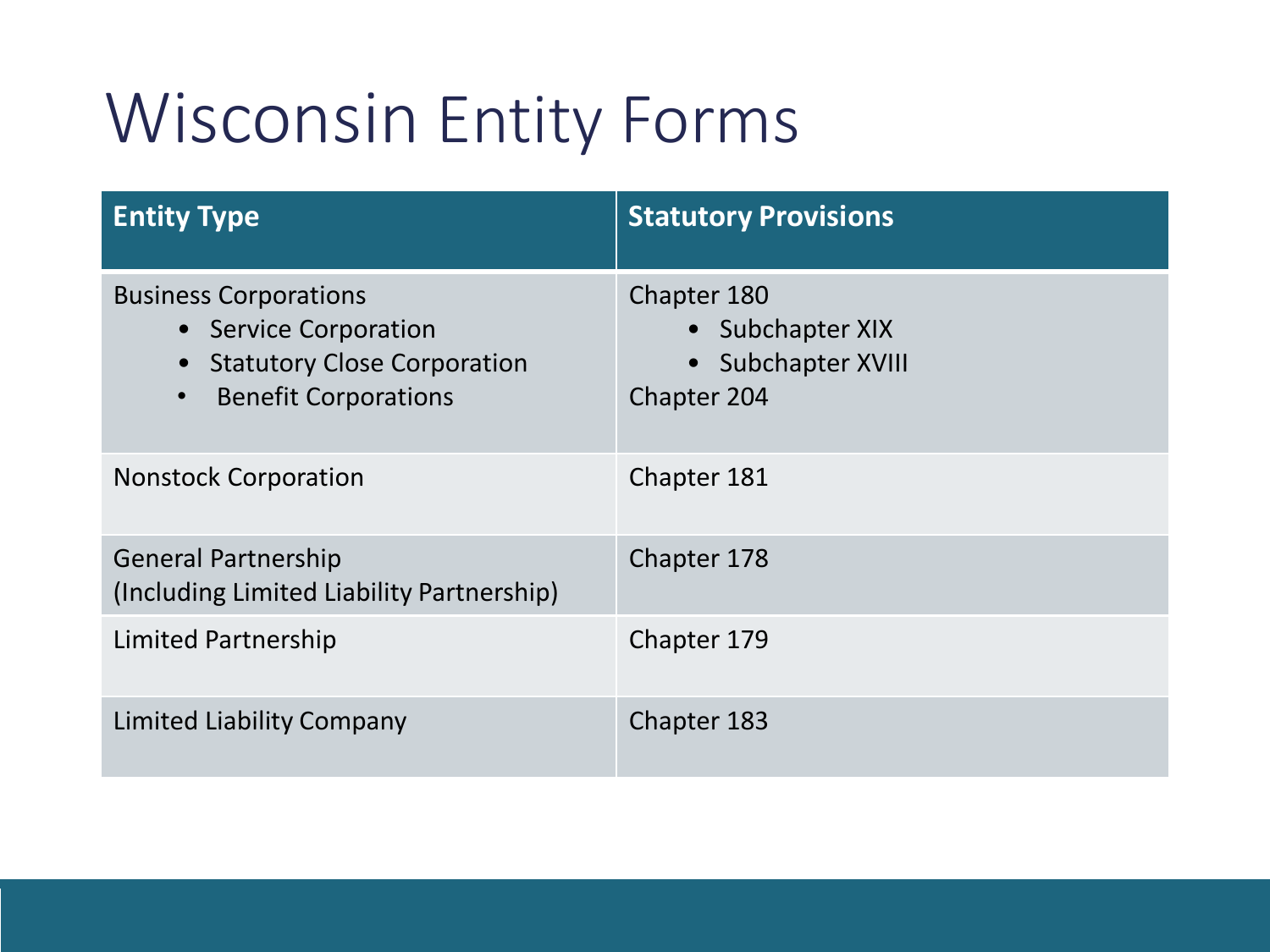# Wisconsin Entity Forms

| Entity Type | Statutory Provisions |
| --- | --- |
| Business Corporations<br>• Service Corporation<br>• Statutory Close Corporation<br>• Benefit Corporations | Chapter 180<br>• Subchapter XIX<br>• Subchapter XVIII<br>Chapter 204 |
| Nonstock Corporation | Chapter 181 |
| General Partnership<br>(Including Limited Liability Partnership) | Chapter 178 |
| Limited Partnership | Chapter 179 |
| Limited Liability Company | Chapter 183 |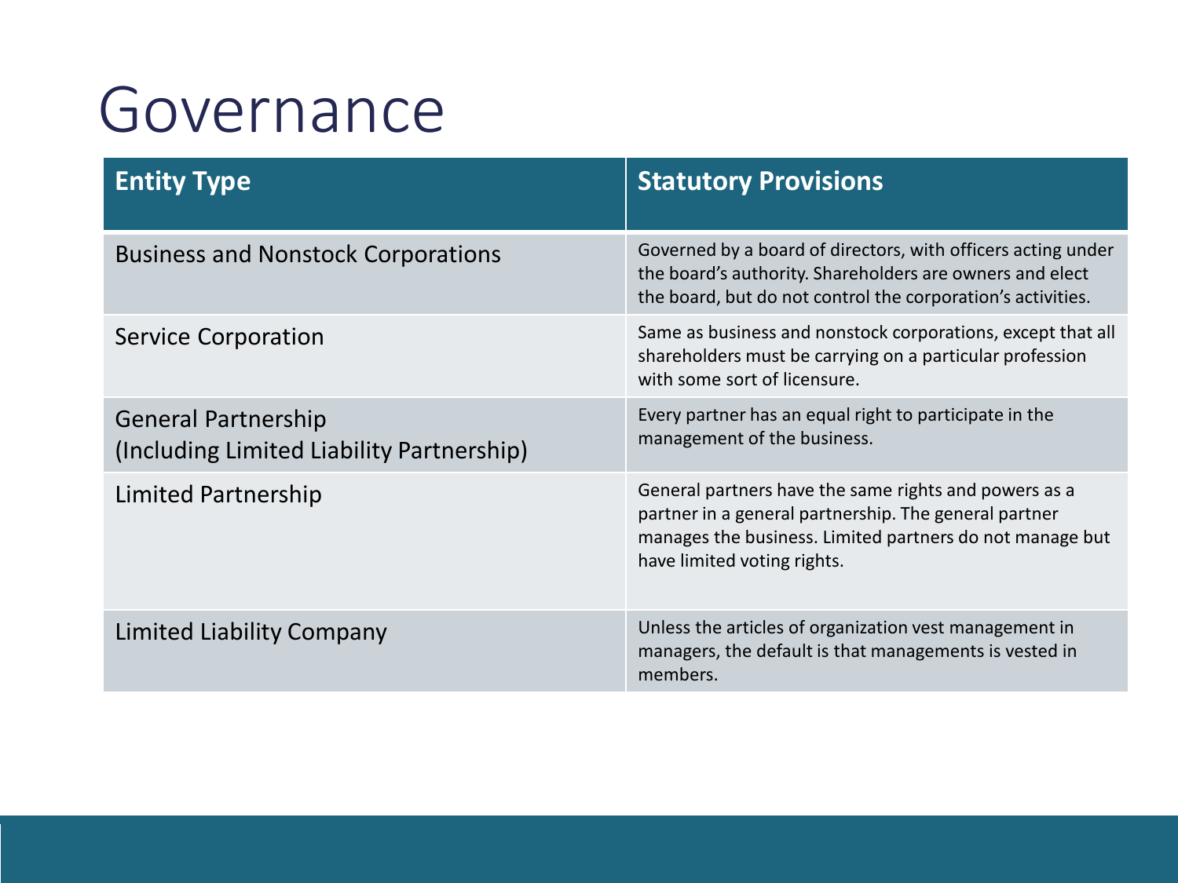# Governance

| Entity Type | Statutory Provisions |
| --- | --- |
| Business and Nonstock Corporations | Governed by a board of directors, with officers acting under the board's authority. Shareholders are owners and elect the board, but do not control the corporation's activities. |
| Service Corporation | Same as business and nonstock corporations, except that all shareholders must be carrying on a particular profession with some sort of licensure. |
| General Partnership (Including Limited Liability Partnership) | Every partner has an equal right to participate in the management of the business. |
| Limited Partnership | General partners have the same rights and powers as a partner in a general partnership. The general partner manages the business. Limited partners do not manage but have limited voting rights. |
| Limited Liability Company | Unless the articles of organization vest management in managers, the default is that managements is vested in members. |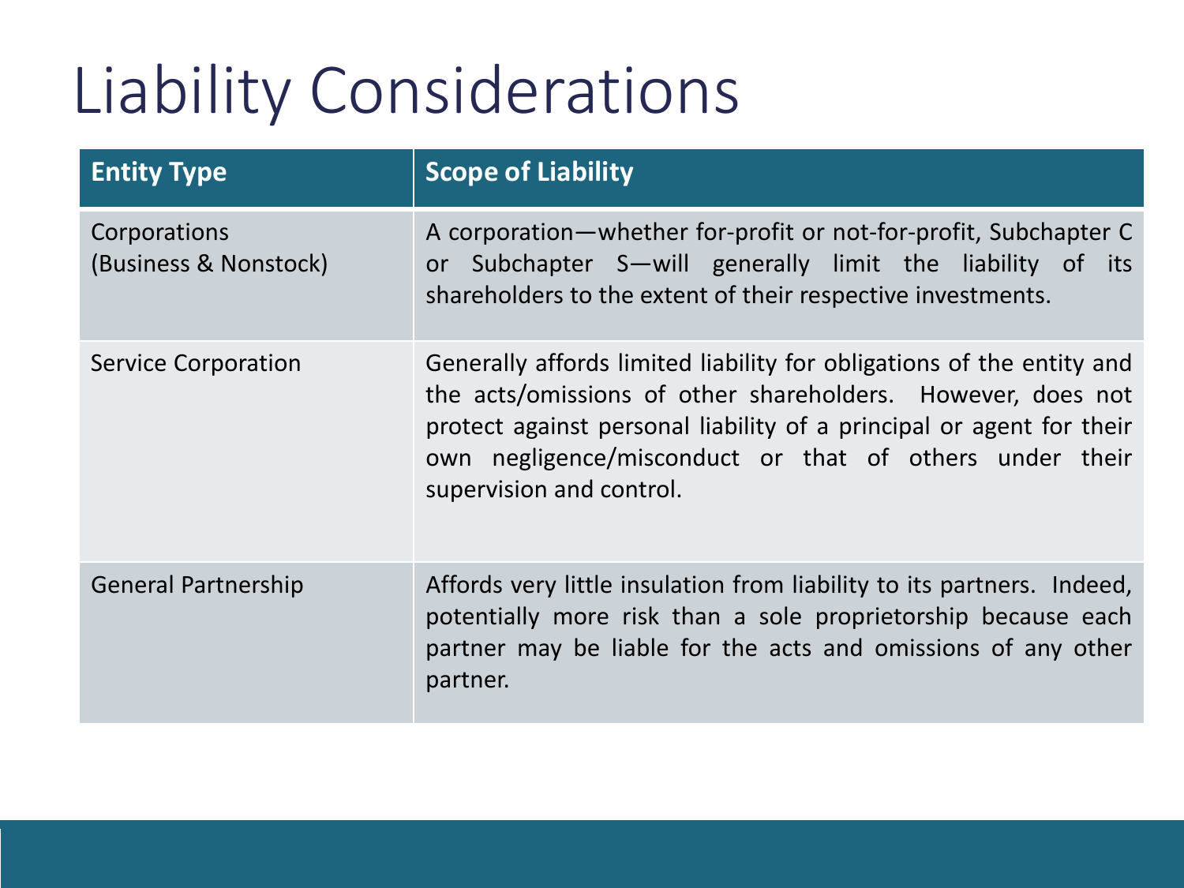# Liability Considerations

| Entity Type | Scope of Liability |
| --- | --- |
| Corporations (Business & Nonstock) | A corporation—whether for-profit or not-for-profit, Subchapter C or Subchapter S—will generally limit the liability of its shareholders to the extent of their respective investments. |
| Service Corporation | Generally affords limited liability for obligations of the entity and the acts/omissions of other shareholders. However, does not protect against personal liability of a principal or agent for their own negligence/misconduct or that of others under their supervision and control. |
| General Partnership | Affords very little insulation from liability to its partners. Indeed, potentially more risk than a sole proprietorship because each partner may be liable for the acts and omissions of any other partner. |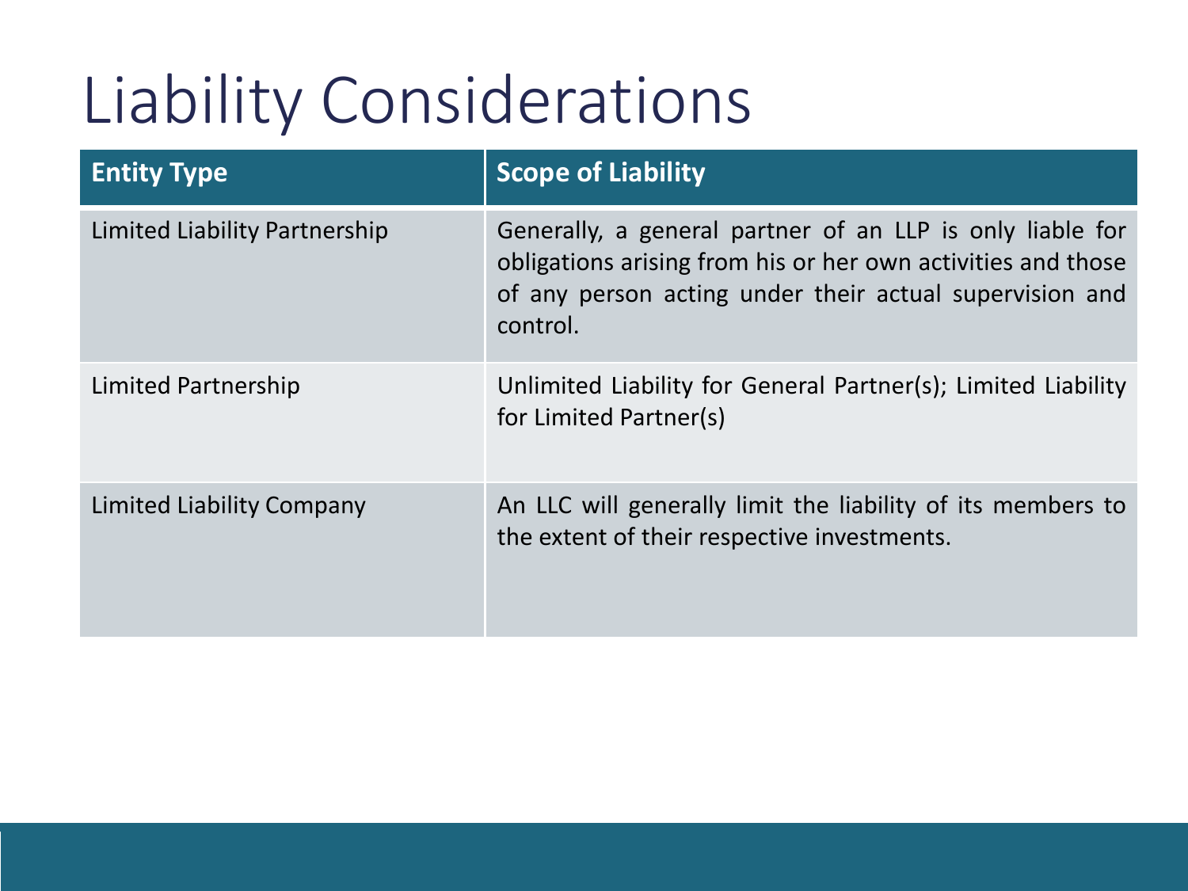# Liability Considerations

| Entity Type | Scope of Liability |
| --- | --- |
| Limited Liability Partnership | Generally, a general partner of an LLP is only liable for obligations arising from his or her own activities and those of any person acting under their actual supervision and control. |
| Limited Partnership | Unlimited Liability for General Partner(s); Limited Liability for Limited Partner(s) |
| Limited Liability Company | An LLC will generally limit the liability of its members to the extent of their respective investments. |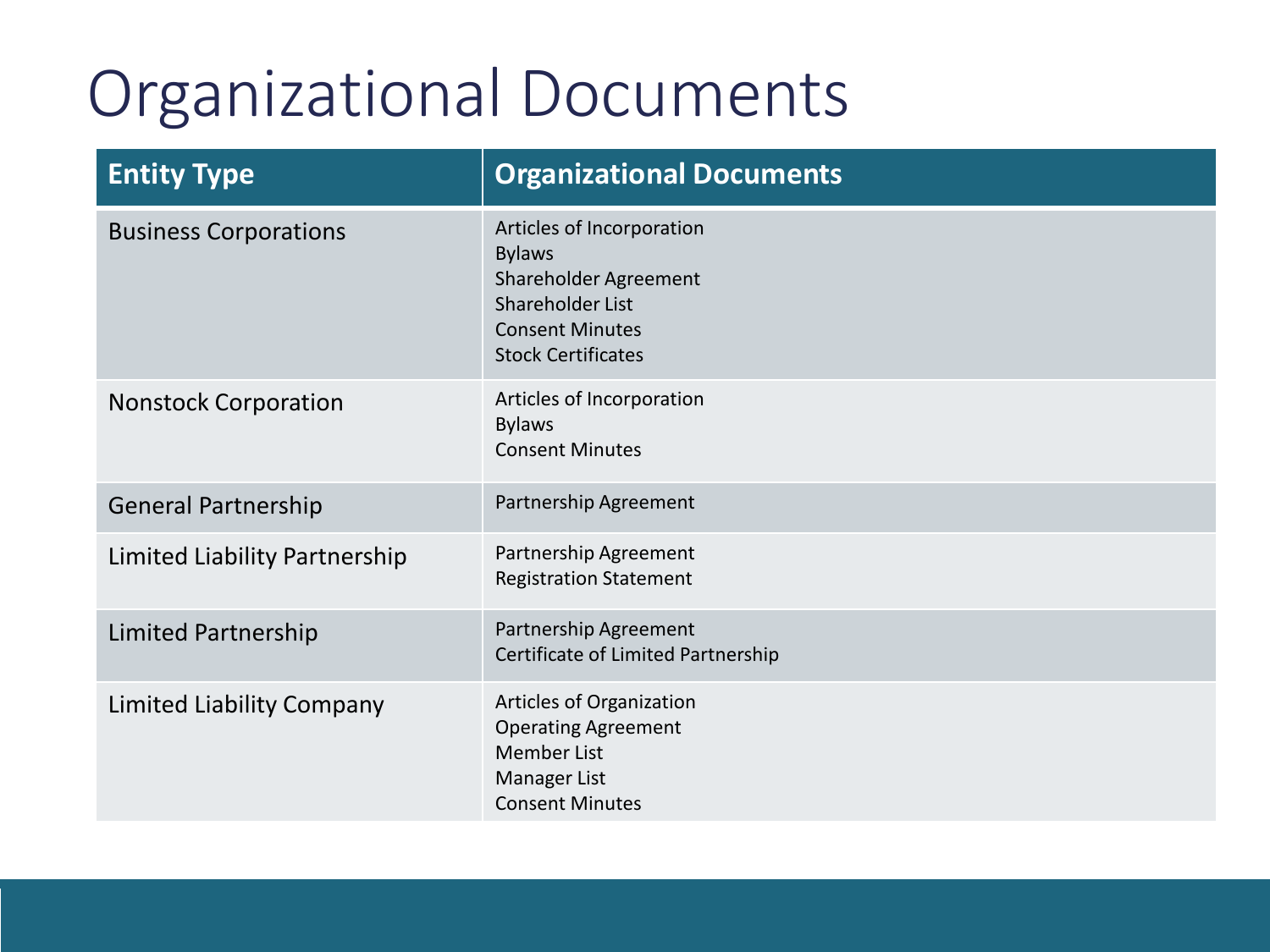# Organizational Documents

| Entity Type | Organizational Documents |
| --- | --- |
| Business Corporations | Articles of Incorporation<br>Bylaws<br>Shareholder Agreement<br>Shareholder List<br>Consent Minutes<br>Stock Certificates |
| Nonstock Corporation | Articles of Incorporation<br>Bylaws<br>Consent Minutes |
| General Partnership | Partnership Agreement |
| Limited Liability Partnership | Partnership Agreement<br>Registration Statement |
| Limited Partnership | Partnership Agreement<br>Certificate of Limited Partnership |
| Limited Liability Company | Articles of Organization<br>Operating Agreement<br>Member List<br>Manager List<br>Consent Minutes |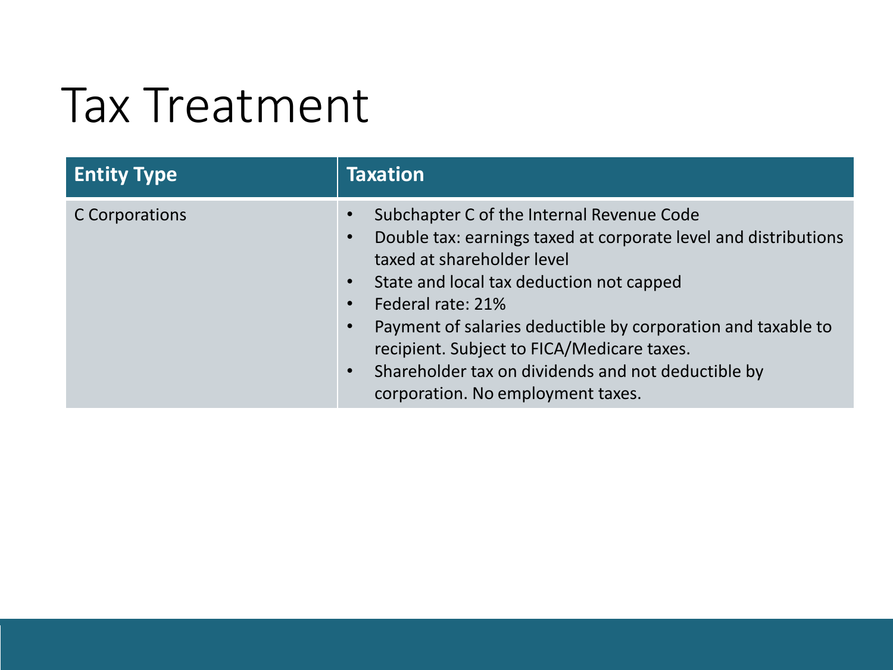# Tax Treatment

| Entity Type | Taxation |
| --- | --- |
| C Corporations | • Subchapter C of the Internal Revenue Code<br>• Double tax: earnings taxed at corporate level and distributions taxed at shareholder level<br>• State and local tax deduction not capped<br>• Federal rate: 21%<br>• Payment of salaries deductible by corporation and taxable to recipient. Subject to FICA/Medicare taxes.<br>• Shareholder tax on dividends and not deductible by corporation. No employment taxes. |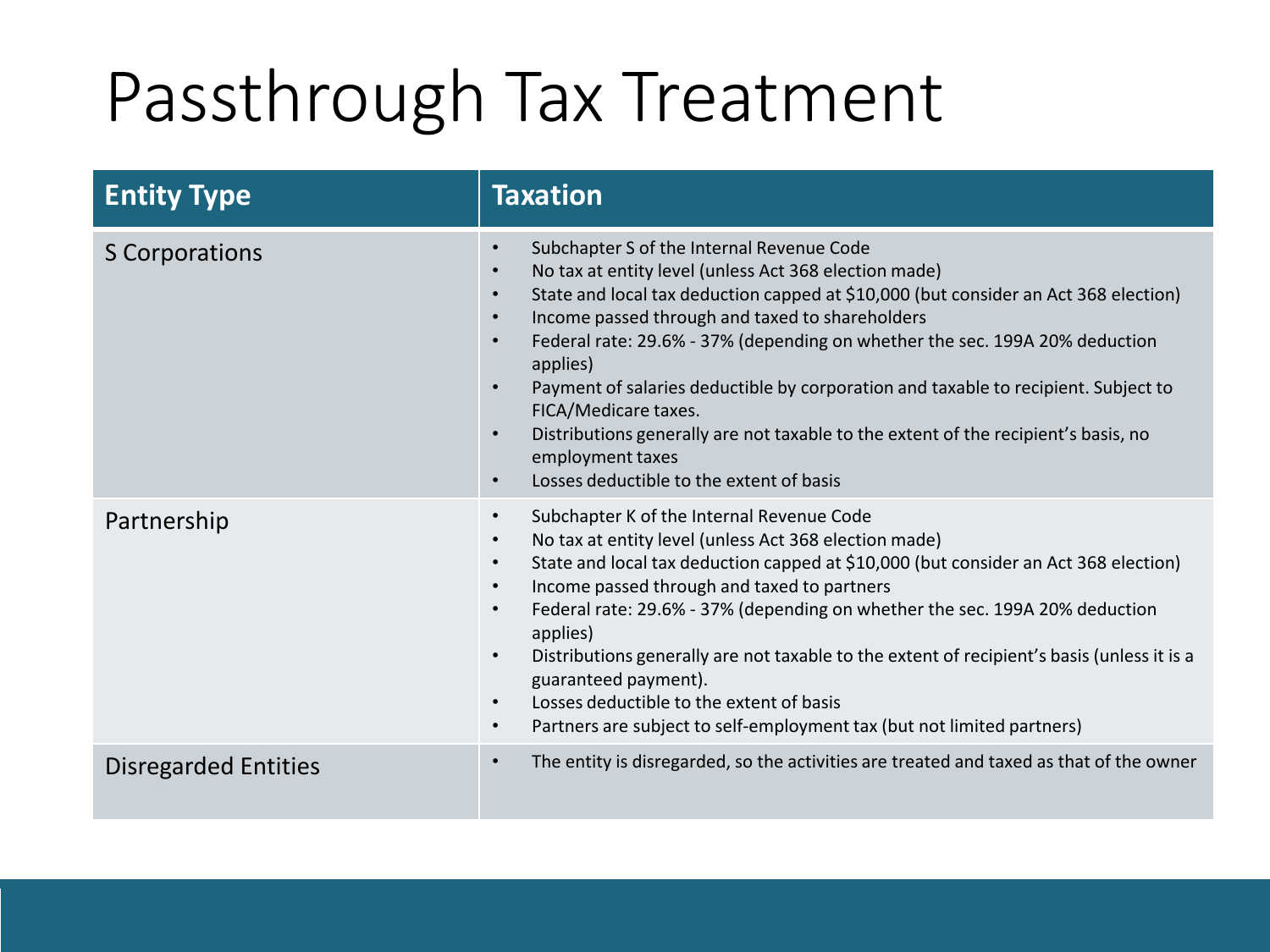# Passthrough Tax Treatment

| Entity Type | Taxation |
| --- | --- |
| S Corporations | • Subchapter S of the Internal Revenue Code<br>• No tax at entity level (unless Act 368 election made)<br>• State and local tax deduction capped at $10,000 (but consider an Act 368 election)<br>• Income passed through and taxed to shareholders<br>• Federal rate: 29.6% - 37% (depending on whether the sec. 199A 20% deduction applies)<br>• Payment of salaries deductible by corporation and taxable to recipient. Subject to FICA/Medicare taxes.<br>• Distributions generally are not taxable to the extent of the recipient's basis, no employment taxes<br>• Losses deductible to the extent of basis |
| Partnership | • Subchapter K of the Internal Revenue Code<br>• No tax at entity level (unless Act 368 election made)<br>• State and local tax deduction capped at $10,000 (but consider an Act 368 election)<br>• Income passed through and taxed to partners<br>• Federal rate: 29.6% - 37% (depending on whether the sec. 199A 20% deduction applies)<br>• Distributions generally are not taxable to the extent of recipient's basis (unless it is a guaranteed payment).<br>• Losses deductible to the extent of basis<br>• Partners are subject to self-employment tax (but not limited partners) |
| Disregarded Entities | • The entity is disregarded, so the activities are treated and taxed as that of the owner |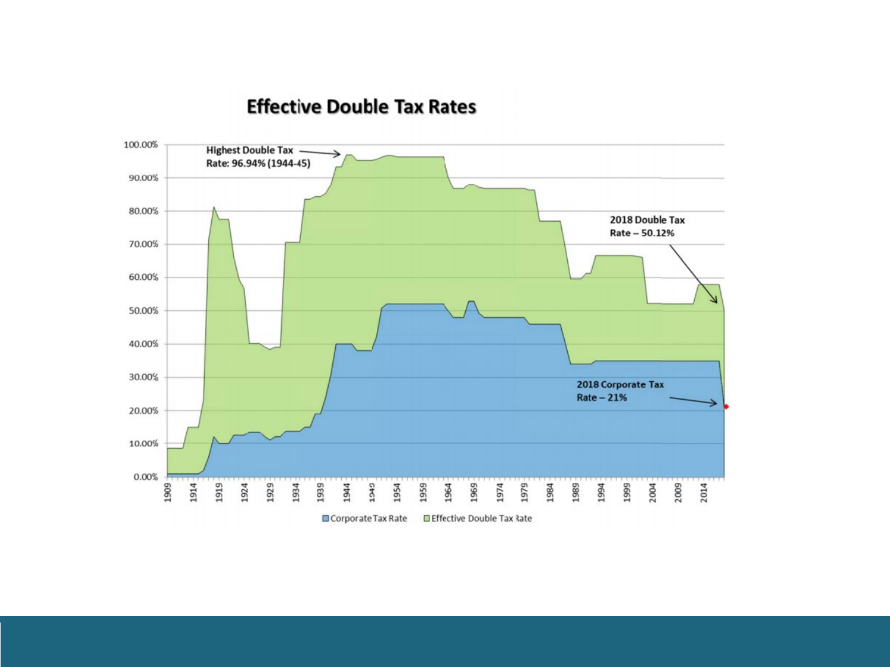## Effective Double Tax Rates

Highest Double Tax Rate: 96.94% (1944-45)

2018 Double Tax Rate – 50.12%

2018 Corporate Tax Rate – 21%

Corporate Tax Rate | Effective Double Tax Rate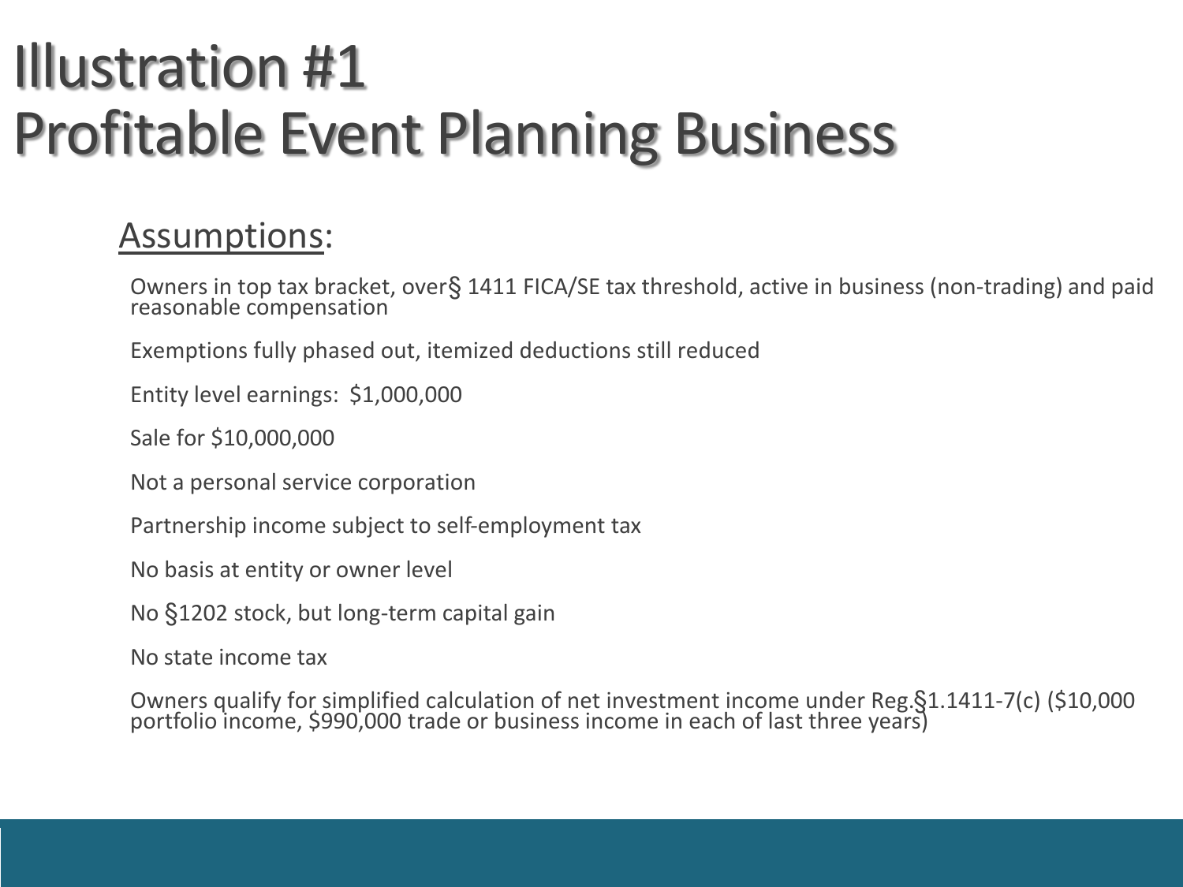# Illustration #1
# Profitable Event Planning Business

## Assumptions:

Owners in top tax bracket, over§ 1411 FICA/SE tax threshold, active in business (non-trading) and paid reasonable compensation

Exemptions fully phased out, itemized deductions still reduced

Entity level earnings: $1,000,000

Sale for $10,000,000

Not a personal service corporation

Partnership income subject to self-employment tax

No basis at entity or owner level

No §1202 stock, but long-term capital gain

No state income tax

Owners qualify for simplified calculation of net investment income under Reg.§1.1411-7(c) ($10,000 portfolio income, $990,000 trade or business income in each of last three years)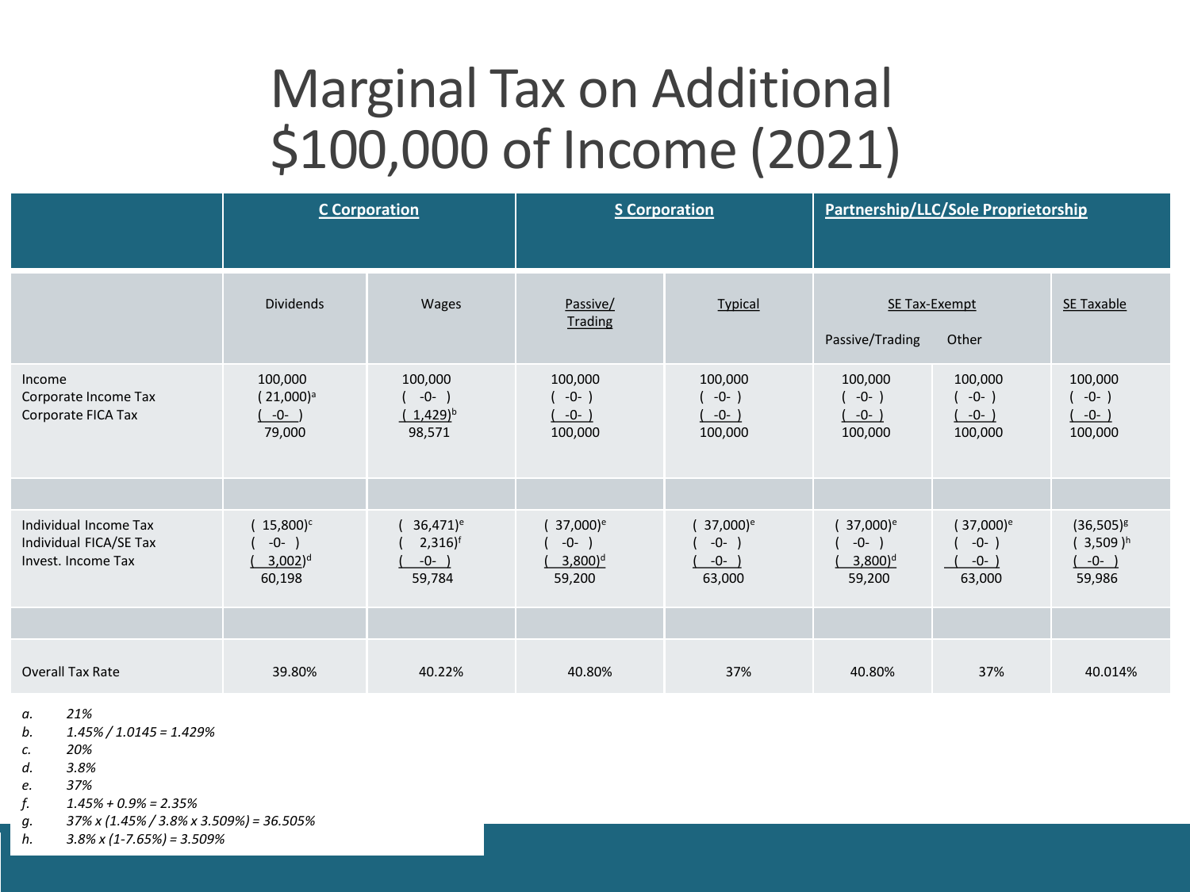# Marginal Tax on Additional $100,000 of Income (2021)

| | C Corporation | | S Corporation | | Partnership/LLC/Sole Proprietorship | | |
|---|---|---|---|---|---|---|---|
| | Dividends | Wages | Passive/ Trading | Typical | SE Tax-Exempt Passive/Trading | SE Tax-Exempt Other | SE Taxable |
| Income | 100,000 | 100,000 | 100,000 | 100,000 | 100,000 | 100,000 | 100,000 |
| Corporate Income Tax | (21,000)[a] | ( -0- ) | ( -0- ) | ( -0- ) | ( -0- ) | ( -0- ) | ( -0- ) |
| Corporate FICA Tax | ( -0- ) | ( 1,429)[b] | ( -0- ) | ( -0- ) | ( -0- ) | ( -0- ) | ( -0- ) |
| | 79,000 | 98,571 | 100,000 | 100,000 | 100,000 | 100,000 | 100,000 |
| | | | | | | | |
| Individual Income Tax | ( 15,800)[c] | ( 36,471)[e] | ( 37,000)[e] | ( 37,000)[e] | ( 37,000)[e] | ( 37,000)[e] | (36,505)[g] |
| Individual FICA/SE Tax | ( -0- ) | ( 2,316)[f] | ( -0- ) | ( -0- ) | ( -0- ) | ( -0- ) | ( 3,509 )[h] |
| Invest. Income Tax | ( 3,002)[d] | ( -0- ) | ( 3,800)[d] | ( -0- ) | ( 3,800)[d] | ( -0- ) | ( -0- ) |
| | 60,198 | 59,784 | 59,200 | 63,000 | 59,200 | 63,000 | 59,986 |
| | | | | | | | |
| Overall Tax Rate | 39.80% | 40.22% | 40.80% | 37% | 40.80% | 37% | 40.014% |

*a. 21%*
*b. 1.45% / 1.0145 = 1.429%*
*c. 20%*
*d. 3.8%*
*e. 37%*
*f. 1.45% + 0.9% = 2.35%*
*g. 37% x (1.45% / 3.8% x 3.509%) = 36.505%*
*h. 3.8% x (1-7.65%) = 3.509%*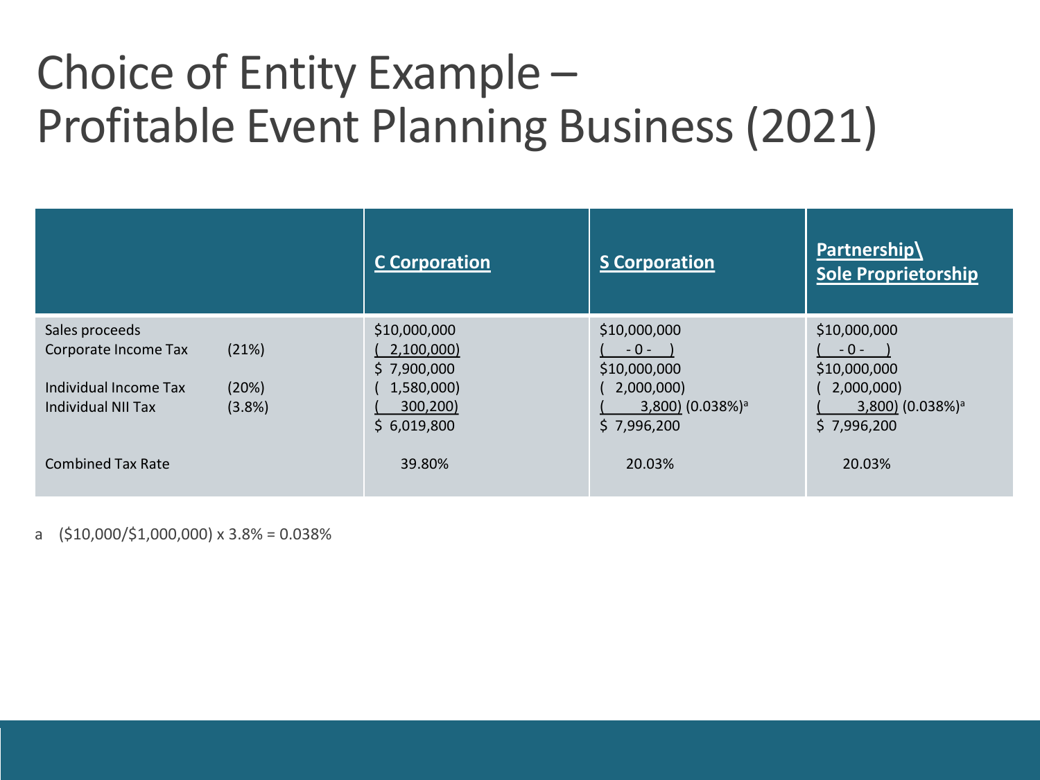# Choice of Entity Example – Profitable Event Planning Business (2021)

| | | C Corporation | S Corporation | Partnership\ Sole Proprietorship |
|---|---|---|---|---|
| Sales proceeds | | $10,000,000 | $10,000,000 | $10,000,000 |
| Corporate Income Tax | (21%) | ( 2,100,000) | ( - 0 - ) | ( - 0 - ) |
| | | $ 7,900,000 | $10,000,000 | $10,000,000 |
| Individual Income Tax | (20%) | ( 1,580,000) | ( 2,000,000) | ( 2,000,000) |
| Individual NII Tax | (3.8%) | ( 300,200) | ( 3,800) (0.038%)[a] | ( 3,800) (0.038%)[a] |
| | | $ 6,019,800 | $ 7,996,200 | $ 7,996,200 |
| Combined Tax Rate | | 39.80% | 20.03% | 20.03% |

a ($10,000/$1,000,000) x 3.8% = 0.038%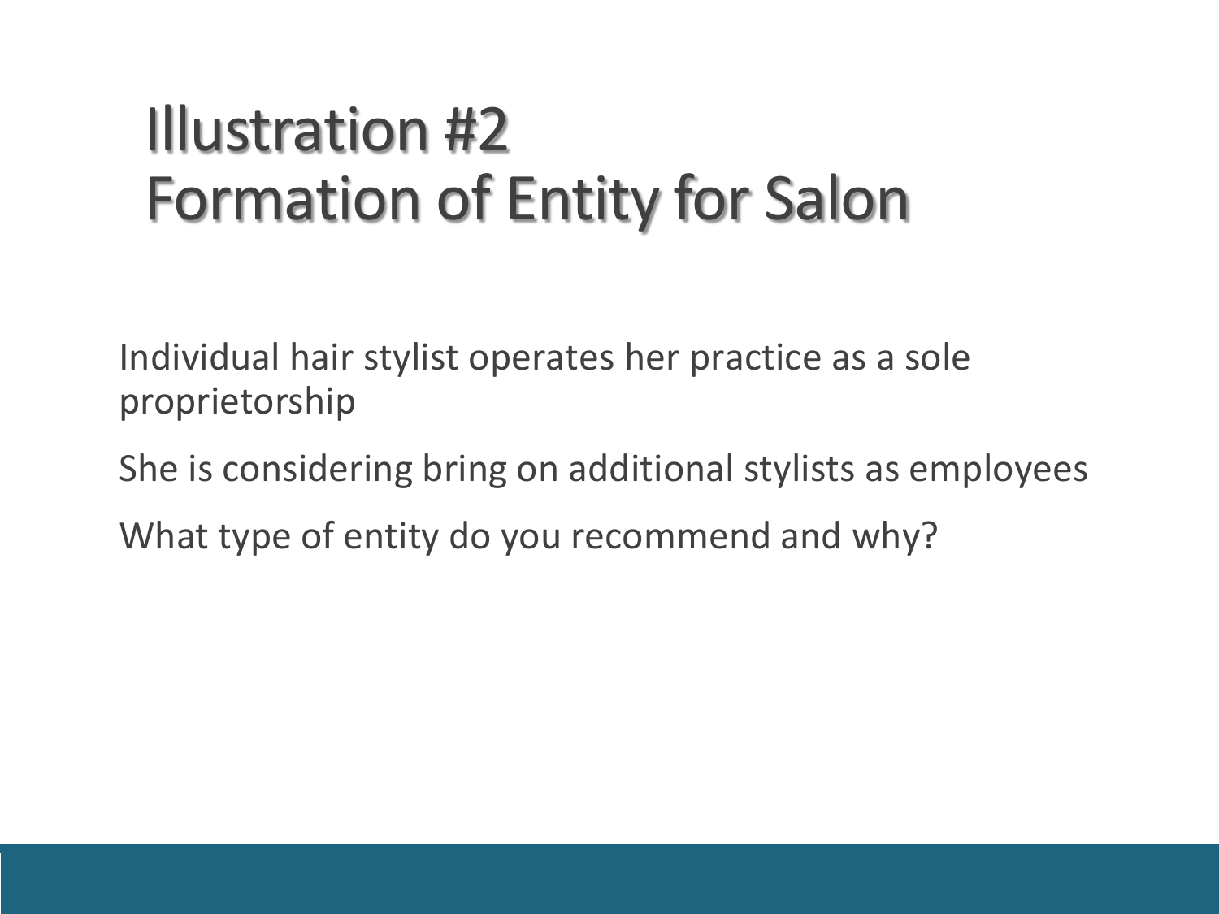# Illustration #2
# Formation of Entity for Salon

Individual hair stylist operates her practice as a sole proprietorship

She is considering bring on additional stylists as employees

What type of entity do you recommend and why?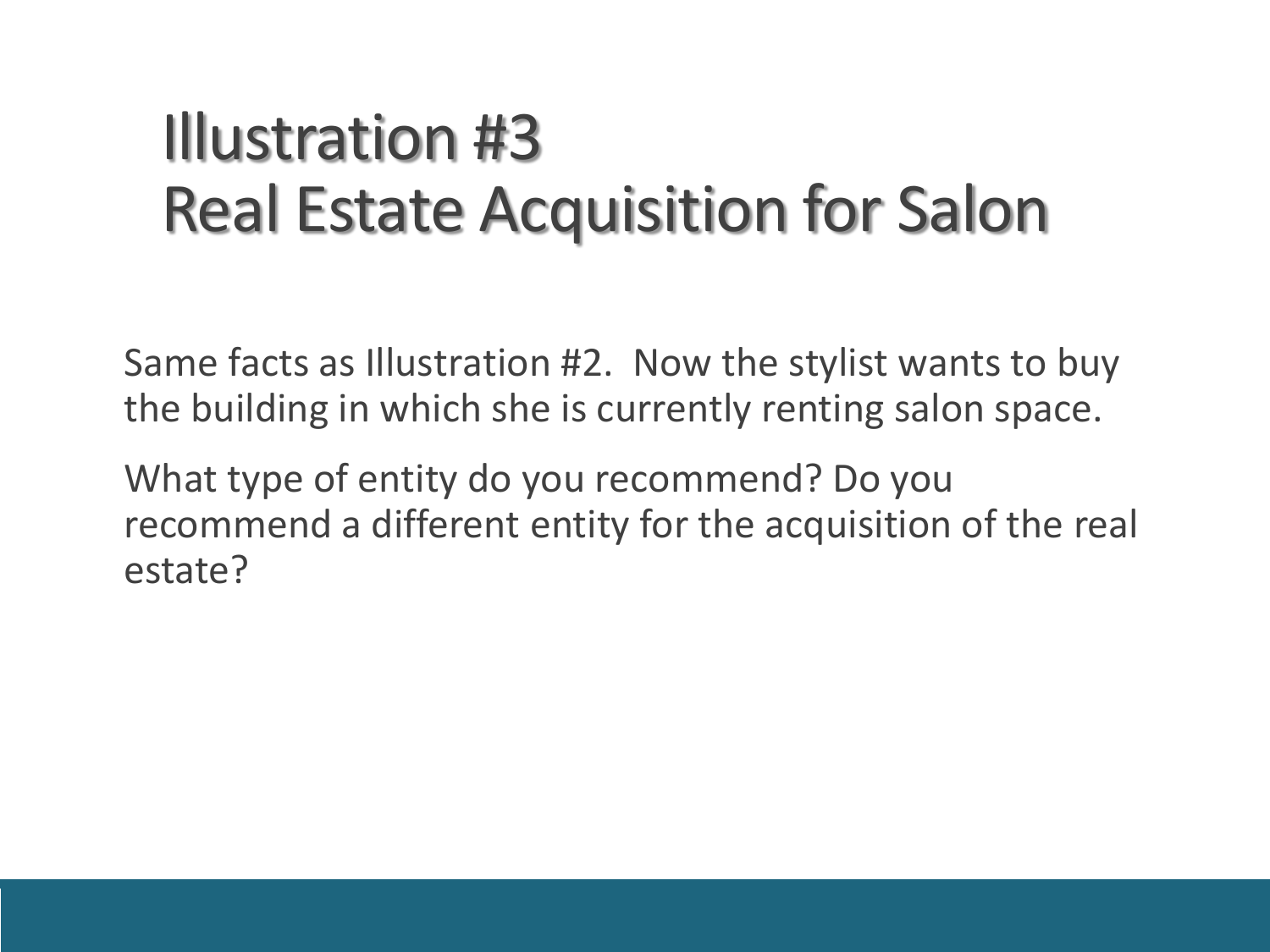# Illustration #3
# Real Estate Acquisition for Salon

Same facts as Illustration #2. Now the stylist wants to buy the building in which she is currently renting salon space.

What type of entity do you recommend? Do you recommend a different entity for the acquisition of the real estate?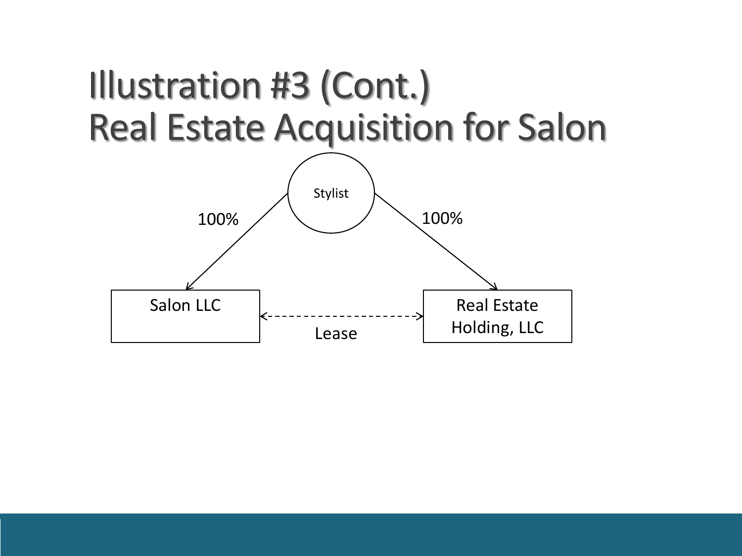# Illustration #3 (Cont.)
# Real Estate Acquisition for Salon

Stylist

100% → Salon LLC

100% → Real Estate Holding, LLC

Salon LLC ↔ Real Estate Holding, LLC: Lease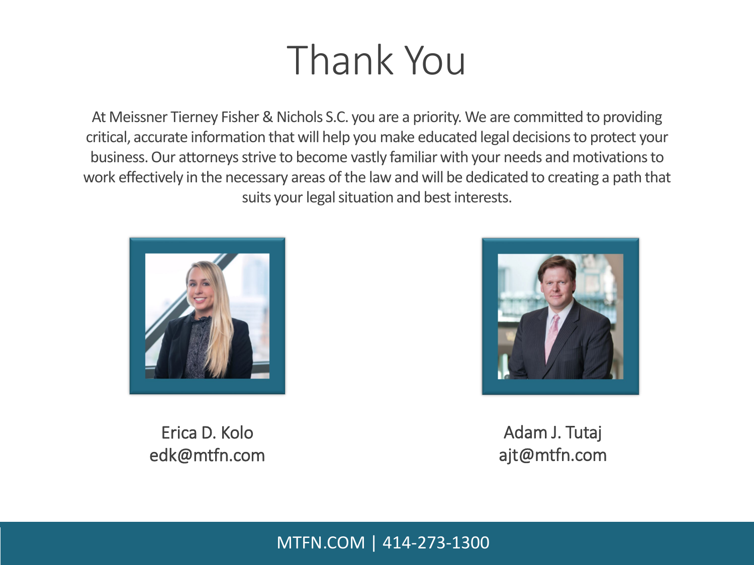# Thank You

At Meissner Tierney Fisher & Nichols S.C. you are a priority. We are committed to providing critical, accurate information that will help you make educated legal decisions to protect your business. Our attorneys strive to become vastly familiar with your needs and motivations to work effectively in the necessary areas of the law and will be dedicated to creating a path that suits your legal situation and best interests.

Erica D. Kolo
edk@mtfn.com

Adam J. Tutaj
ajt@mtfn.com

MTFN.COM | 414-273-1300